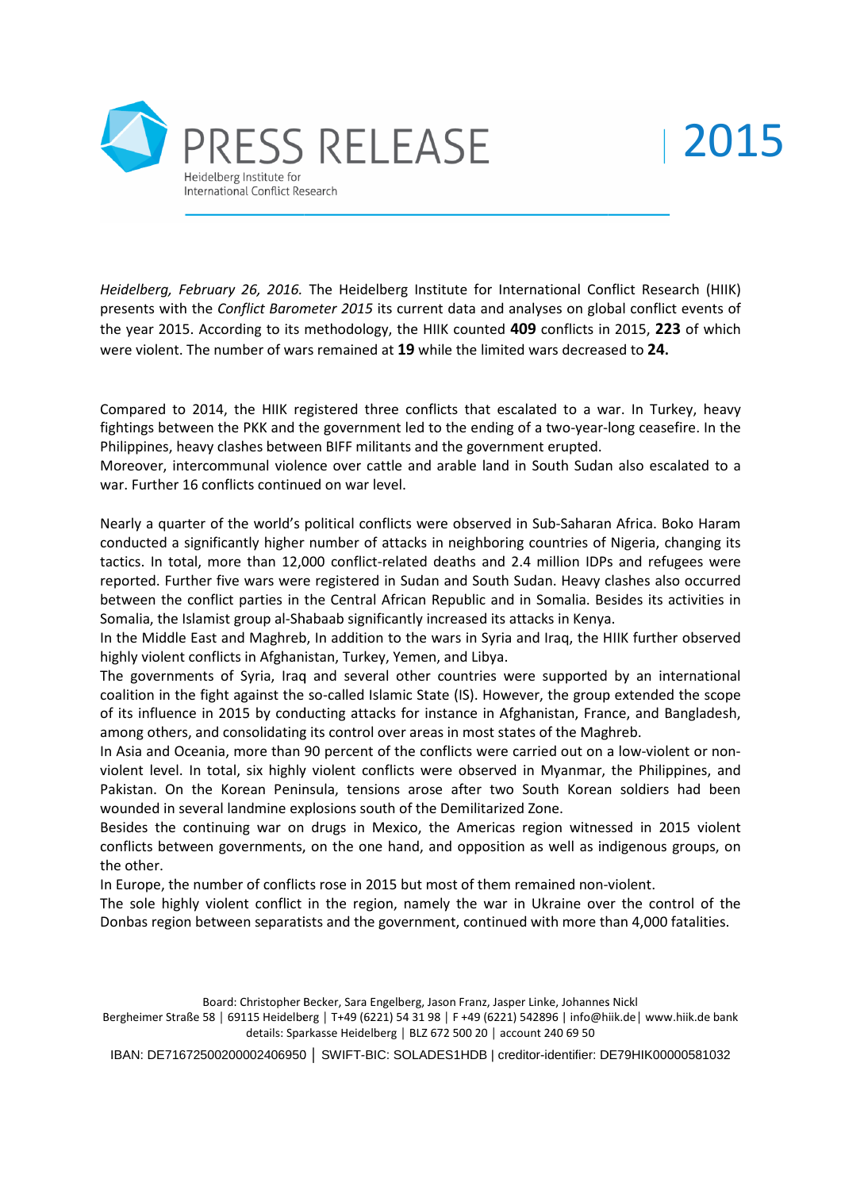# PRESS RELEASE | 2015

Heidelberg Institute for International Conflict Research

*Heidelberg, February 26, 2016.* The Heidelberg Institute for International Conflict Research (HIIK) presents with the *Conflict Barometer 2015* its current data and analyses on global conflict events of the year 2015. According to its methodology, the HIIK counted **409** conflicts in 2015, **223** of which were violent. The number of wars remained at **19** while the limited wars decreased to **24.**

Compared to 2014, the HIIK registered three conflicts that escalated to a war. In Turkey, heavy fightings between the PKK and the government led to the ending of a two-year-long ceasefire. In the Philippines, heavy clashes between BIFF militants and the government erupted.
Moreover, intercommunal violence over cattle and arable land in South Sudan also escalated to a war. Further 16 conflicts continued on war level.

Nearly a quarter of the world's political conflicts were observed in Sub-Saharan Africa. Boko Haram conducted a significantly higher number of attacks in neighboring countries of Nigeria, changing its tactics. In total, more than 12,000 conflict-related deaths and 2.4 million IDPs and refugees were reported. Further five wars were registered in Sudan and South Sudan. Heavy clashes also occurred between the conflict parties in the Central African Republic and in Somalia. Besides its activities in Somalia, the Islamist group al-Shabaab significantly increased its attacks in Kenya.
In the Middle East and Maghreb, In addition to the wars in Syria and Iraq, the HIIK further observed highly violent conflicts in Afghanistan, Turkey, Yemen, and Libya.
The governments of Syria, Iraq and several other countries were supported by an international coalition in the fight against the so-called Islamic State (IS). However, the group extended the scope of its influence in 2015 by conducting attacks for instance in Afghanistan, France, and Bangladesh, among others, and consolidating its control over areas in most states of the Maghreb.
In Asia and Oceania, more than 90 percent of the conflicts were carried out on a low-violent or non-violent level. In total, six highly violent conflicts were observed in Myanmar, the Philippines, and Pakistan. On the Korean Peninsula, tensions arose after two South Korean soldiers had been wounded in several landmine explosions south of the Demilitarized Zone.
Besides the continuing war on drugs in Mexico, the Americas region witnessed in 2015 violent conflicts between governments, on the one hand, and opposition as well as indigenous groups, on the other.
In Europe, the number of conflicts rose in 2015 but most of them remained non-violent.
The sole highly violent conflict in the region, namely the war in Ukraine over the control of the Donbas region between separatists and the government, continued with more than 4,000 fatalities.

Board: Christopher Becker, Sara Engelberg, Jason Franz, Jasper Linke, Johannes Nickl
Bergheimer Straße 58 | 69115 Heidelberg | T+49 (6221) 54 31 98 | F +49 (6221) 542896 | info@hiik.de | www.hiik.de bank details: Sparkasse Heidelberg | BLZ 672 500 20 | account 240 69 50
IBAN: DE71672500200002406950 | SWIFT-BIC: SOLADES1HDB | creditor-identifier: DE79HIK00000581032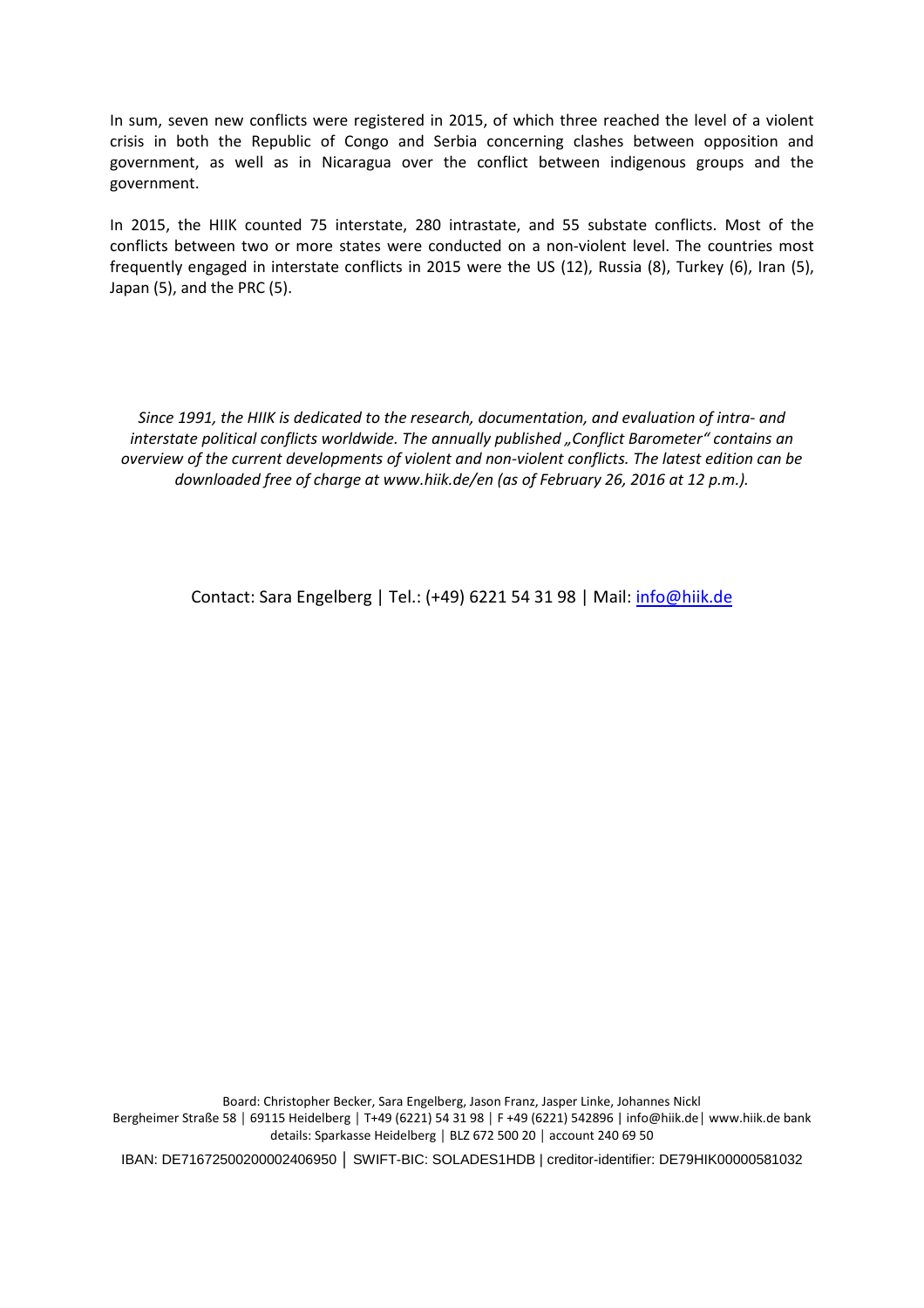In sum, seven new conflicts were registered in 2015, of which three reached the level of a violent crisis in both the Republic of Congo and Serbia concerning clashes between opposition and government, as well as in Nicaragua over the conflict between indigenous groups and the government.

In 2015, the HIIK counted 75 interstate, 280 intrastate, and 55 substate conflicts. Most of the conflicts between two or more states were conducted on a non-violent level. The countries most frequently engaged in interstate conflicts in 2015 were the US (12), Russia (8), Turkey (6), Iran (5), Japan (5), and the PRC (5).

*Since 1991, the HIIK is dedicated to the research, documentation, and evaluation of intra- and interstate political conflicts worldwide. The annually published „Conflict Barometer" contains an overview of the current developments of violent and non-violent conflicts. The latest edition can be downloaded free of charge at www.hiik.de/en (as of February 26, 2016 at 12 p.m.).*

Contact: Sara Engelberg | Tel.: (+49) 6221 54 31 98 | Mail: [info@hiik.de](mailto:info@hiik.de)

Board: Christopher Becker, Sara Engelberg, Jason Franz, Jasper Linke, Johannes Nickl
Bergheimer Straße 58 | 69115 Heidelberg | T+49 (6221) 54 31 98 | F +49 (6221) 542896 | info@hiik.de | www.hiik.de bank details: Sparkasse Heidelberg | BLZ 672 500 20 | account 240 69 50

IBAN: DE71672500200002406950 | SWIFT-BIC: SOLADES1HDB | creditor-identifier: DE79HIK00000581032